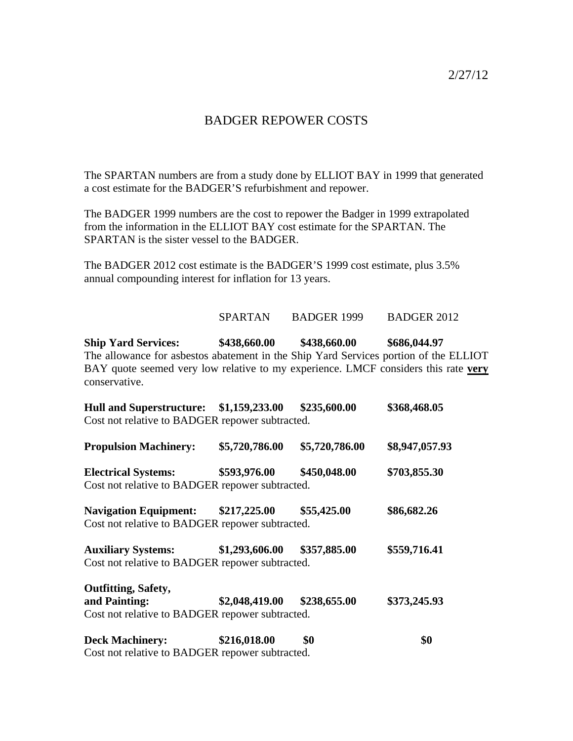2/27/12

# BADGER REPOWER COSTS

The SPARTAN numbers are from a study done by ELLIOT BAY in 1999 that generated a cost estimate for the BADGER'S refurbishment and repower.

The BADGER 1999 numbers are the cost to repower the Badger in 1999 extrapolated from the information in the ELLIOT BAY cost estimate for the SPARTAN. The SPARTAN is the sister vessel to the BADGER.

The BADGER 2012 cost estimate is the BADGER'S 1999 cost estimate, plus 3.5% annual compounding interest for inflation for 13 years.

| | SPARTAN | BADGER 1999 | BADGER 2012 |
|---|---|---|---|
| **Ship Yard Services:** | **$438,660.00** | **$438,660.00** | **$686,044.97** |

The allowance for asbestos abatement in the Ship Yard Services portion of the ELLIOT BAY quote seemed very low relative to my experience. LMCF considers this rate **very** conservative.

| | SPARTAN | BADGER 1999 | BADGER 2012 |
|---|---|---|---|
| **Hull and Superstructure:** | **$1,159,233.00** | **$235,600.00** | **$368,468.05** |

Cost not relative to BADGER repower subtracted.

| | SPARTAN | BADGER 1999 | BADGER 2012 |
|---|---|---|---|
| **Propulsion Machinery:** | **$5,720,786.00** | **$5,720,786.00** | **$8,947,057.93** |
| **Electrical Systems:** | **$593,976.00** | **$450,048.00** | **$703,855.30** |

Cost not relative to BADGER repower subtracted.

| | SPARTAN | BADGER 1999 | BADGER 2012 |
|---|---|---|---|
| **Navigation Equipment:** | **$217,225.00** | **$55,425.00** | **$86,682.26** |

Cost not relative to BADGER repower subtracted.

| | SPARTAN | BADGER 1999 | BADGER 2012 |
|---|---|---|---|
| **Auxiliary Systems:** | **$1,293,606.00** | **$357,885.00** | **$559,716.41** |

Cost not relative to BADGER repower subtracted.

| | SPARTAN | BADGER 1999 | BADGER 2012 |
|---|---|---|---|
| **Outfitting, Safety, and Painting:** | **$2,048,419.00** | **$238,655.00** | **$373,245.93** |

Cost not relative to BADGER repower subtracted.

| | SPARTAN | BADGER 1999 | BADGER 2012 |
|---|---|---|---|
| **Deck Machinery:** | **$216,018.00** | **$0** | **$0** |

Cost not relative to BADGER repower subtracted.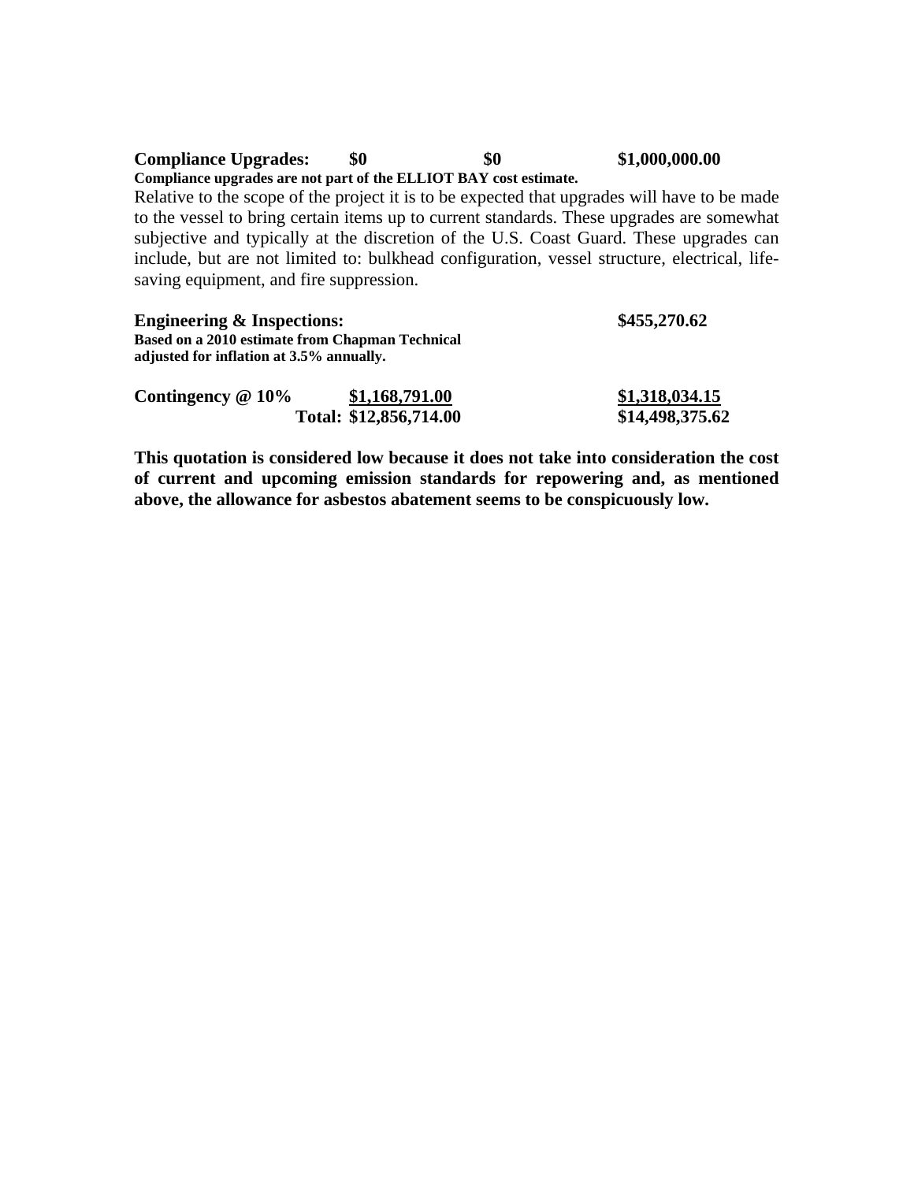| | | | |
|---|---|---|---|
| **Compliance Upgrades:** | **$0** | **$0** | **$1,000,000.00** |

**Compliance upgrades are not part of the ELLIOT BAY cost estimate.**

Relative to the scope of the project it is to be expected that upgrades will have to be made to the vessel to bring certain items up to current standards. These upgrades are somewhat subjective and typically at the discretion of the U.S. Coast Guard. These upgrades can include, but are not limited to: bulkhead configuration, vessel structure, electrical, life-saving equipment, and fire suppression.

| | | | |
|---|---|---|---|
| **Engineering & Inspections:** | | | **$455,270.62** |

**Based on a 2010 estimate from Chapman Technical adjusted for inflation at 3.5% annually.**

| | | | |
|---|---|---|---|
| **Contingency @ 10%** | **$1,168,791.00** | | **$1,318,034.15** |
| | **Total: $12,856,714.00** | | **$14,498,375.62** |

**This quotation is considered low because it does not take into consideration the cost of current and upcoming emission standards for repowering and, as mentioned above, the allowance for asbestos abatement seems to be conspicuously low.**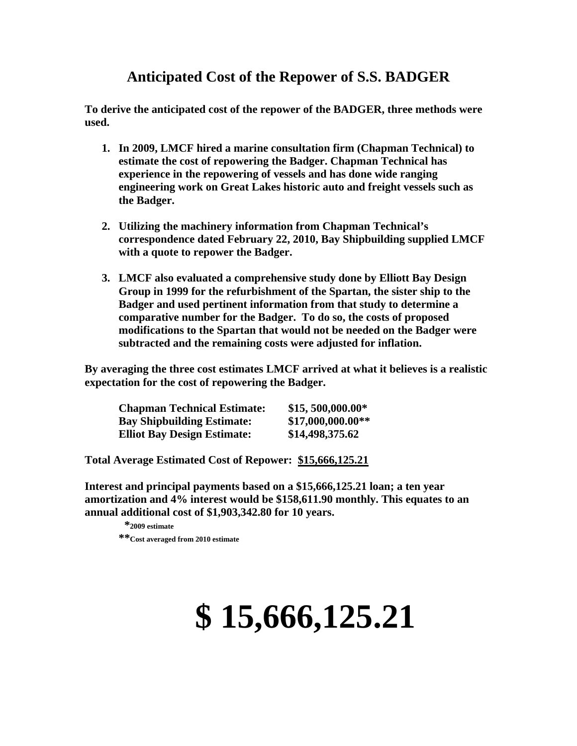# Anticipated Cost of the Repower of S.S. BADGER

**To derive the anticipated cost of the repower of the BADGER, three methods were used.**

1. **In 2009, LMCF hired a marine consultation firm (Chapman Technical) to estimate the cost of repowering the Badger. Chapman Technical has experience in the repowering of vessels and has done wide ranging engineering work on Great Lakes historic auto and freight vessels such as the Badger.**

2. **Utilizing the machinery information from Chapman Technical's correspondence dated February 22, 2010, Bay Shipbuilding supplied LMCF with a quote to repower the Badger.**

3. **LMCF also evaluated a comprehensive study done by Elliott Bay Design Group in 1999 for the refurbishment of the Spartan, the sister ship to the Badger and used pertinent information from that study to determine a comparative number for the Badger. To do so, the costs of proposed modifications to the Spartan that would not be needed on the Badger were subtracted and the remaining costs were adjusted for inflation.**

**By averaging the three cost estimates LMCF arrived at what it believes is a realistic expectation for the cost of repowering the Badger.**

| | |
|---|---|
| **Chapman Technical Estimate:** | **$15, 500,000.00*** |
| **Bay Shipbuilding Estimate:** | **$17,000,000.00**** |
| **Elliot Bay Design Estimate:** | **$14,498,375.62** |

**Total Average Estimated Cost of Repower: <u>$15,666,125.21</u>**

**Interest and principal payments based on a $15,666,125.21 loan; a ten year amortization and 4% interest would be $158,611.90 monthly. This equates to an annual additional cost of $1,903,342.80 for 10 years.**

*2009 estimate

**Cost averaged from 2010 estimate

# $ 15,666,125.21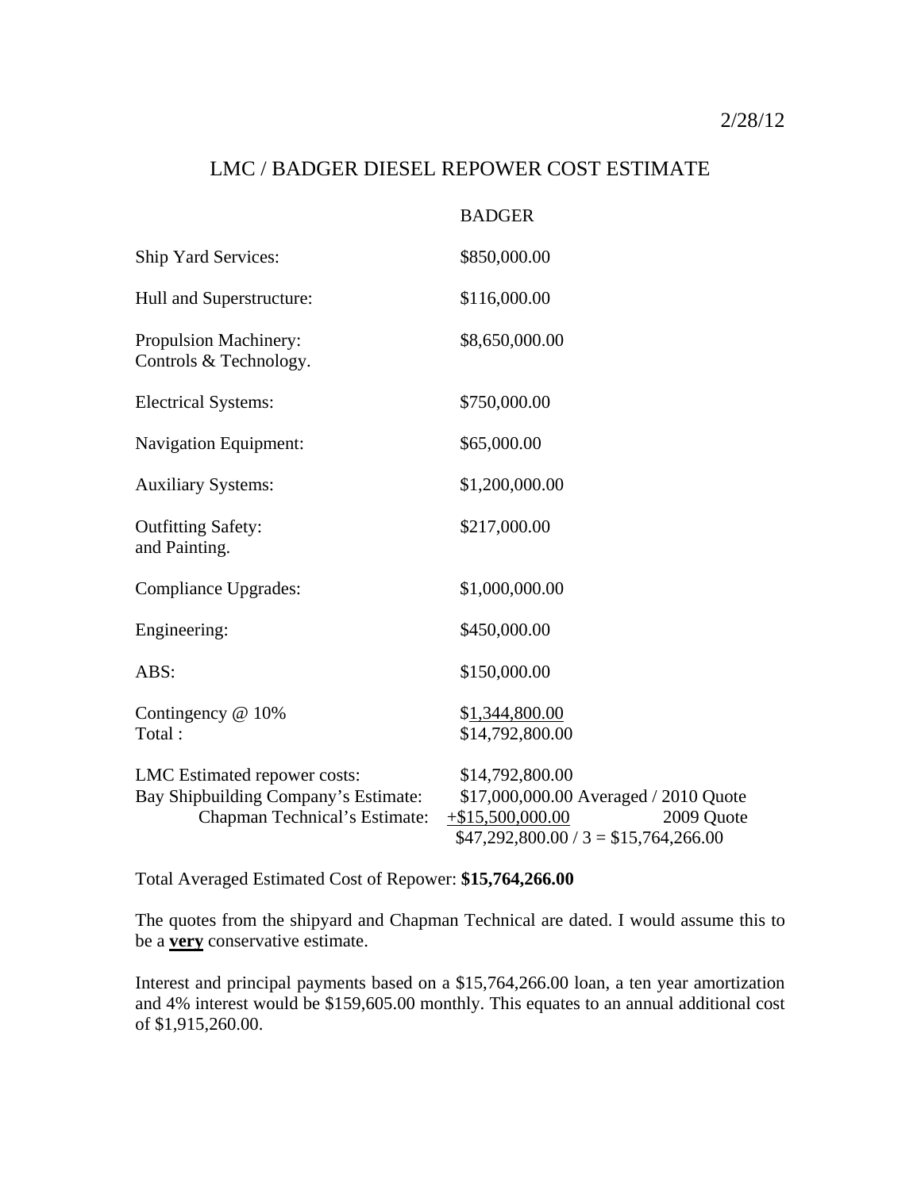2/28/12

# LMC / BADGER DIESEL REPOWER COST ESTIMATE

| | BADGER |
|---|---|
| Ship Yard Services: | \$850,000.00 |
| Hull and Superstructure: | \$116,000.00 |
| Propulsion Machinery: Controls & Technology. | \$8,650,000.00 |
| Electrical Systems: | \$750,000.00 |
| Navigation Equipment: | \$65,000.00 |
| Auxiliary Systems: | \$1,200,000.00 |
| Outfitting Safety: and Painting. | \$217,000.00 |
| Compliance Upgrades: | \$1,000,000.00 |
| Engineering: | \$450,000.00 |
| ABS: | \$150,000.00 |
| Contingency @ 10% | \$1,344,800.00 |
| Total : | \$14,792,800.00 |

| | | |
|---|---|---|
| LMC Estimated repower costs: | \$14,792,800.00 | |
| Bay Shipbuilding Company's Estimate: | \$17,000,000.00 | Averaged / 2010 Quote |
| Chapman Technical's Estimate: | +\$15,500,000.00 | 2009 Quote |
| | \$47,292,800.00 / 3 = \$15,764,266.00 | |

Total Averaged Estimated Cost of Repower: **\$15,764,266.00**

The quotes from the shipyard and Chapman Technical are dated. I would assume this to be a **very** conservative estimate.

Interest and principal payments based on a \$15,764,266.00 loan, a ten year amortization and 4% interest would be \$159,605.00 monthly. This equates to an annual additional cost of \$1,915,260.00.